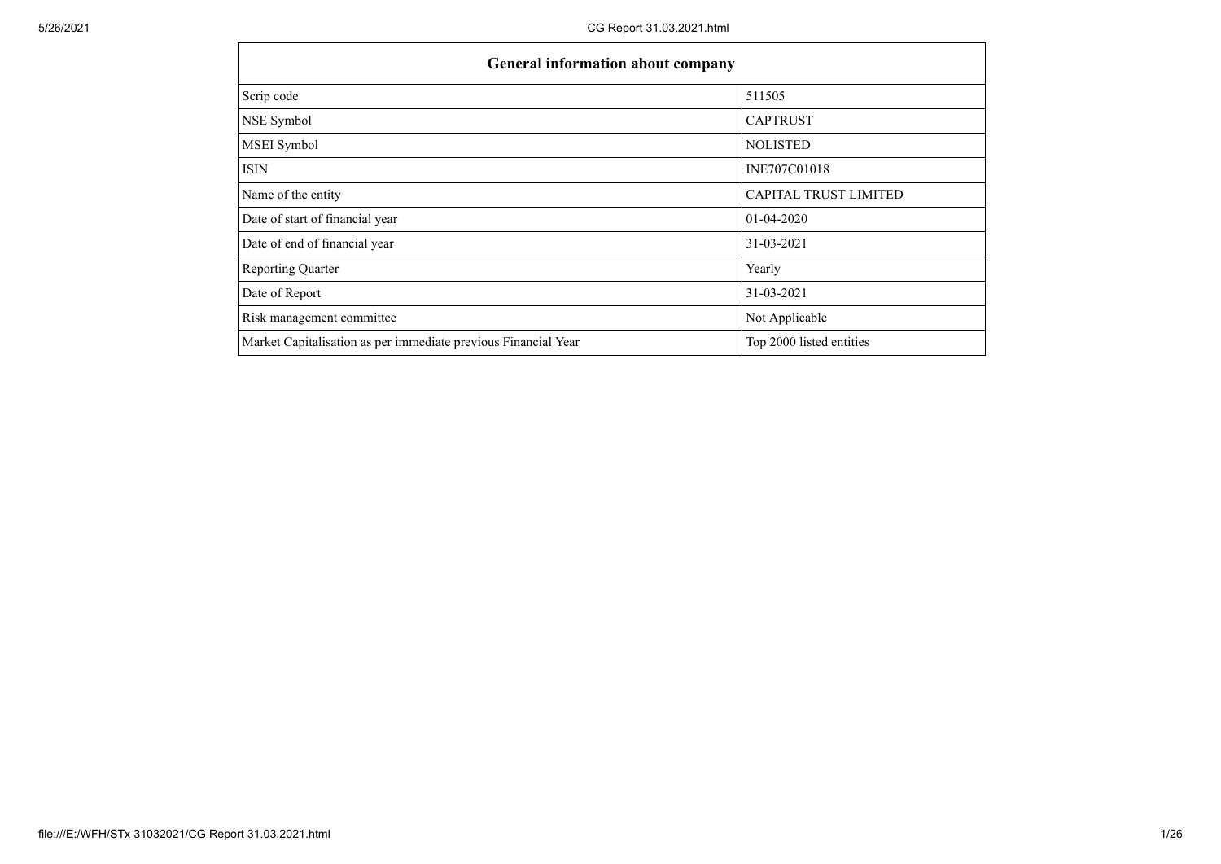| General information about company | |
|---|---|
| Scrip code | 511505 |
| NSE Symbol | CAPTRUST |
| MSEI Symbol | NOLISTED |
| ISIN | INE707C01018 |
| Name of the entity | CAPITAL TRUST LIMITED |
| Date of start of financial year | 01-04-2020 |
| Date of end of financial year | 31-03-2021 |
| Reporting Quarter | Yearly |
| Date of Report | 31-03-2021 |
| Risk management committee | Not Applicable |
| Market Capitalisation as per immediate previous Financial Year | Top 2000 listed entities |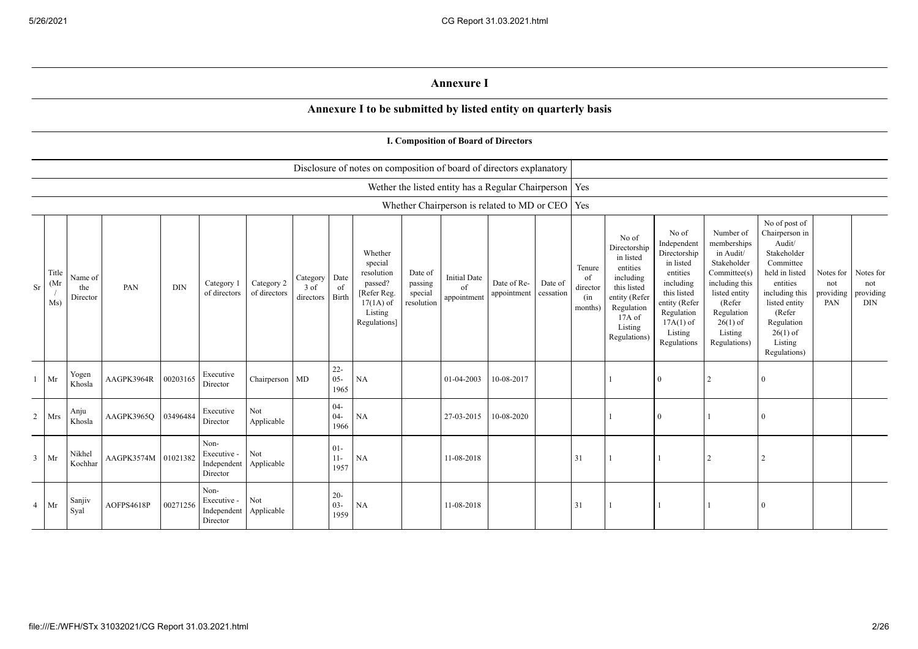# Annexure I

## Annexure I to be submitted by listed entity on quarterly basis

### I. Composition of Board of Directors

| | |
|---|---|
| Disclosure of notes on composition of board of directors explanatory | |
| Wether the listed entity has a Regular Chairperson | Yes |
| Whether Chairperson is related to MD or CEO | Yes |

| Sr | Title (Mr / Ms) | Name of the Director | PAN | DIN | Category 1 of directors | Category 2 of directors | Category 3 of directors | Date of Birth | Whether special resolution passed? [Refer Reg. 17(1A) of Listing Regulations] | Date of passing special resolution | Initial Date of appointment | Date of Re-appointment | Date of cessation | Tenure of director (in months) | No of Directorship in listed entities including this listed entity (Refer Regulation 17A of Listing Regulations) | No of Independent Directorship in listed entities including this listed entity (Refer Regulation 17A(1) of Listing Regulations | Number of memberships in Audit/ Stakeholder Committee(s) including this listed entity (Refer Regulation 26(1) of Listing Regulations) | No of post of Chairperson in Audit/ Stakeholder Committee held in listed entities including this listed entity (Refer Regulation 26(1) of Listing Regulations) | Notes for not providing PAN | Notes for not providing DIN |
|---|---|---|---|---|---|---|---|---|---|---|---|---|---|---|---|---|---|---|---|---|
| 1 | Mr | Yogen Khosla | AAGPK3964R | 00203165 | Executive Director | Chairperson | MD | 22-05-1965 | NA | | 01-04-2003 | 10-08-2017 | | | 1 | 0 | 2 | 0 | | |
| 2 | Mrs | Anju Khosla | AAGPK3965Q | 03496484 | Executive Director | Not Applicable | | 04-04-1966 | NA | | 27-03-2015 | 10-08-2020 | | | 1 | 0 | 1 | 0 | | |
| 3 | Mr | Nikhel Kochhar | AAGPK3574M | 01021382 | Non-Executive - Independent Director | Not Applicable | | 01-11-1957 | NA | | 11-08-2018 | | | 31 | 1 | 1 | 2 | 2 | | |
| 4 | Mr | Sanjiv Syal | AOFPS4618P | 00271256 | Non-Executive - Independent Director | Not Applicable | | 20-03-1959 | NA | | 11-08-2018 | | | 31 | 1 | 1 | 1 | 0 | | |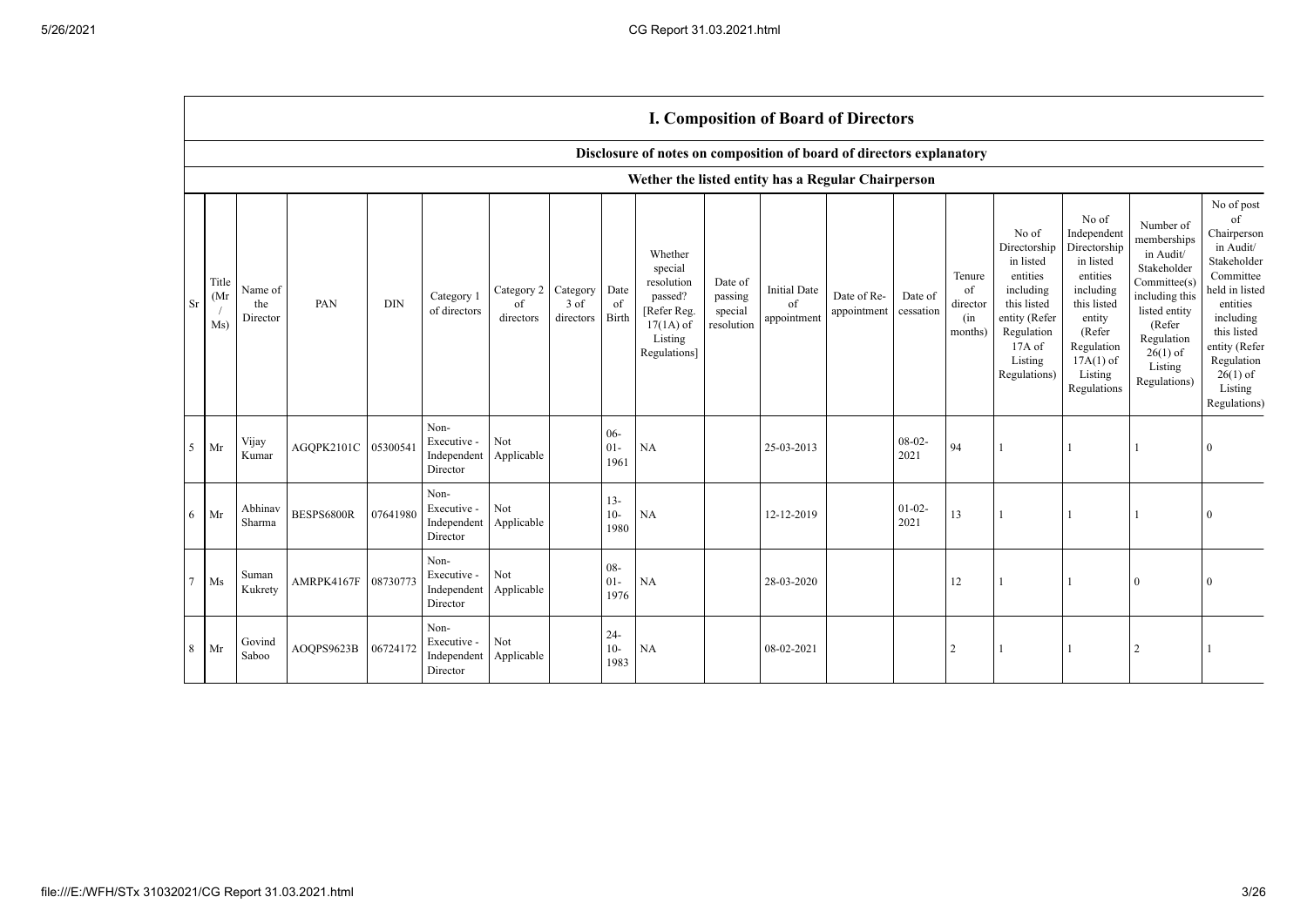## I. Composition of Board of Directors

### Disclosure of notes on composition of board of directors explanatory

### Wether the listed entity has a Regular Chairperson

| Sr | Title (Mr / Ms) | Name of the Director | PAN | DIN | Category 1 of directors | Category 2 of directors | Category 3 of directors | Date of Birth | Whether special resolution passed? [Refer Reg. 17(1A) of Listing Regulations] | Date of passing special resolution | Initial Date of appointment | Date of Re-appointment | Date of cessation | Tenure of director (in months) | No of Directorship in listed entities including this listed entity (Refer Regulation 17A of Listing Regulations) | No of Independent Directorship in listed entities including this listed entity (Refer Regulation 17A(1) of Listing Regulations | Number of memberships in Audit/ Stakeholder Committee(s) including this listed entity (Refer Regulation 26(1) of Listing Regulations) | No of post of Chairperson in Audit/ Stakeholder Committee held in listed entities including this listed entity (Refer Regulation 26(1) of Listing Regulations) |
|---|---|---|---|---|---|---|---|---|---|---|---|---|---|---|---|---|---|---|
| 5 | Mr | Vijay Kumar | AGQPK2101C | 05300541 | Non-Executive - Independent Director | Not Applicable | | 06-01-1961 | NA | | 25-03-2013 | | 08-02-2021 | 94 | 1 | 1 | 1 | 0 |
| 6 | Mr | Abhinav Sharma | BESPS6800R | 07641980 | Non-Executive - Independent Director | Not Applicable | | 13-10-1980 | NA | | 12-12-2019 | | 01-02-2021 | 13 | 1 | 1 | 1 | 0 |
| 7 | Ms | Suman Kukrety | AMRPK4167F | 08730773 | Non-Executive - Independent Director | Not Applicable | | 08-01-1976 | NA | | 28-03-2020 | | | 12 | 1 | 1 | 0 | 0 |
| 8 | Mr | Govind Saboo | AOQPS9623B | 06724172 | Non-Executive - Independent Director | Not Applicable | | 24-10-1983 | NA | | 08-02-2021 | | | 2 | 1 | 1 | 2 | 1 |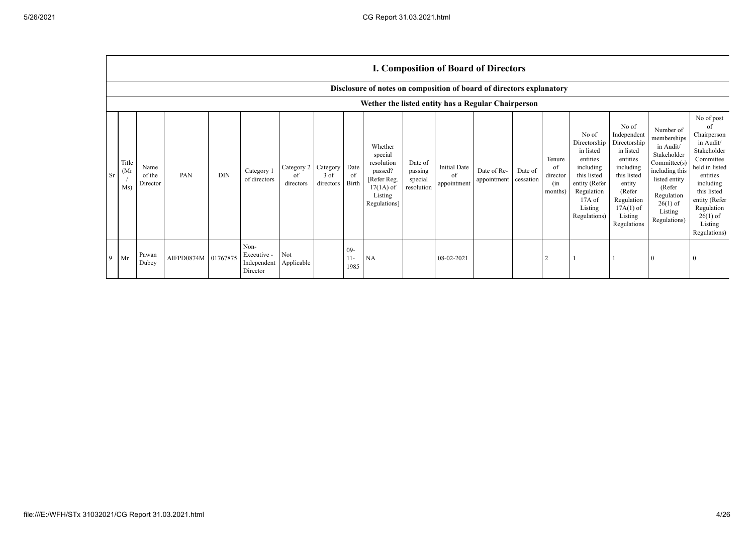## I. Composition of Board of Directors

### Disclosure of notes on composition of board of directors explanatory

### Wether the listed entity has a Regular Chairperson

| Sr | Title (Mr / Ms) | Name of the Director | PAN | DIN | Category 1 of directors | Category 2 of directors | Category 3 of directors | Date of Birth | Whether special resolution passed? [Refer Reg. 17(1A) of Listing Regulations] | Date of passing special resolution | Initial Date of appointment | Date of Re-appointment | Date of cessation | Tenure of director (in months) | No of Directorship in listed entities including this listed entity (Refer Regulation 17A of Listing Regulations) | No of Independent Directorship in listed entities including this listed entity (Refer Regulation 17A(1) of Listing Regulations | Number of memberships in Audit/ Stakeholder Committee(s) including this listed entity (Refer Regulation 26(1) of Listing Regulations) | No of post of Chairperson in Audit/ Stakeholder Committee held in listed entities including this listed entity (Refer Regulation 26(1) of Listing Regulations) |
|---|---|---|---|---|---|---|---|---|---|---|---|---|---|---|---|---|---|---|
| 9 | Mr | Pawan Dubey | AIFPD0874M | 01767875 | Non-Executive - Independent Director | Not Applicable | | 09-11-1985 | NA | | 08-02-2021 | | | 2 | 1 | 1 | 0 | 0 |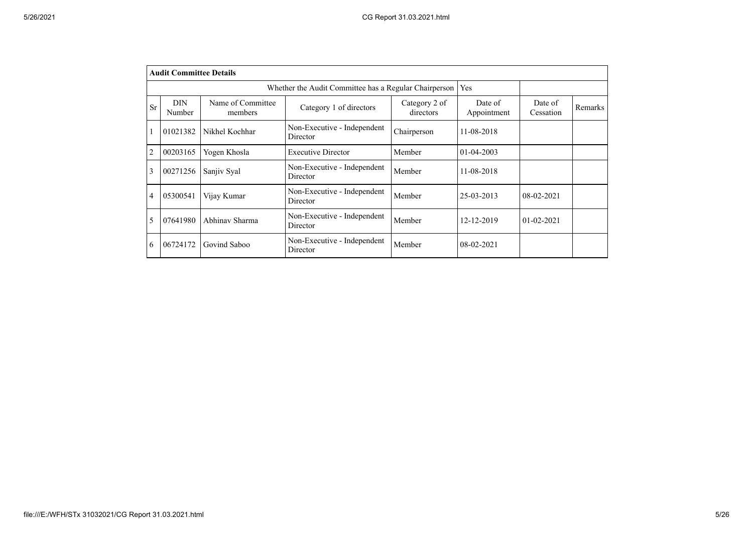| Audit Committee Details | | | | | | | |
|---|---|---|---|---|---|---|---|
| Whether the Audit Committee has a Regular Chairperson | | | | | Yes | | |
| Sr | DIN Number | Name of Committee members | Category 1 of directors | Category 2 of directors | Date of Appointment | Date of Cessation | Remarks |
| 1 | 01021382 | Nikhel Kochhar | Non-Executive - Independent Director | Chairperson | 11-08-2018 | | |
| 2 | 00203165 | Yogen Khosla | Executive Director | Member | 01-04-2003 | | |
| 3 | 00271256 | Sanjiv Syal | Non-Executive - Independent Director | Member | 11-08-2018 | | |
| 4 | 05300541 | Vijay Kumar | Non-Executive - Independent Director | Member | 25-03-2013 | 08-02-2021 | |
| 5 | 07641980 | Abhinav Sharma | Non-Executive - Independent Director | Member | 12-12-2019 | 01-02-2021 | |
| 6 | 06724172 | Govind Saboo | Non-Executive - Independent Director | Member | 08-02-2021 | | |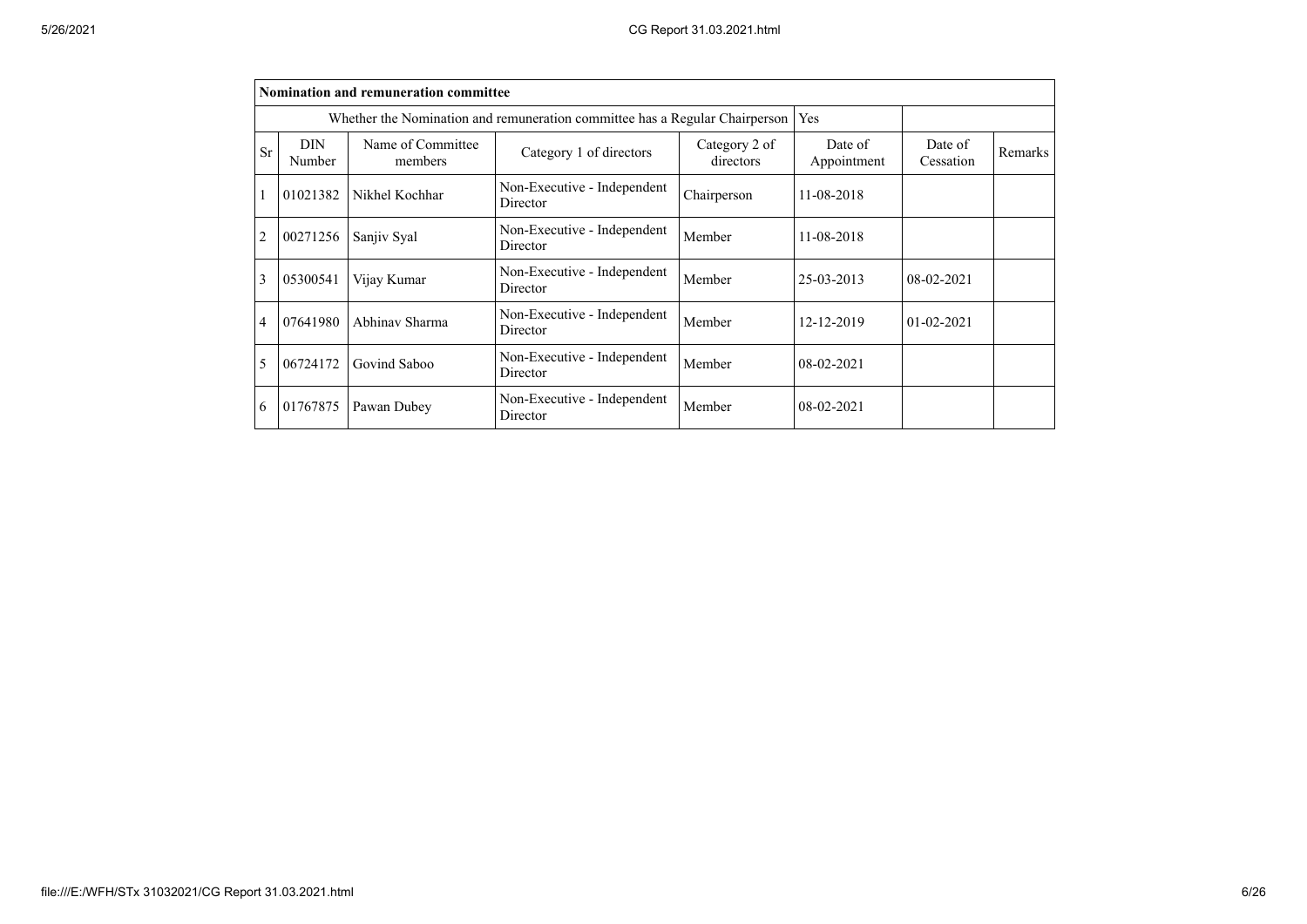| Nomination and remuneration committee | | | | | | | |
|---|---|---|---|---|---|---|---|
| Whether the Nomination and remuneration committee has a Regular Chairperson | | | | | Yes | | |
| Sr | DIN Number | Name of Committee members | Category 1 of directors | Category 2 of directors | Date of Appointment | Date of Cessation | Remarks |
| 1 | 01021382 | Nikhel Kochhar | Non-Executive - Independent Director | Chairperson | 11-08-2018 | | |
| 2 | 00271256 | Sanjiv Syal | Non-Executive - Independent Director | Member | 11-08-2018 | | |
| 3 | 05300541 | Vijay Kumar | Non-Executive - Independent Director | Member | 25-03-2013 | 08-02-2021 | |
| 4 | 07641980 | Abhinav Sharma | Non-Executive - Independent Director | Member | 12-12-2019 | 01-02-2021 | |
| 5 | 06724172 | Govind Saboo | Non-Executive - Independent Director | Member | 08-02-2021 | | |
| 6 | 01767875 | Pawan Dubey | Non-Executive - Independent Director | Member | 08-02-2021 | | |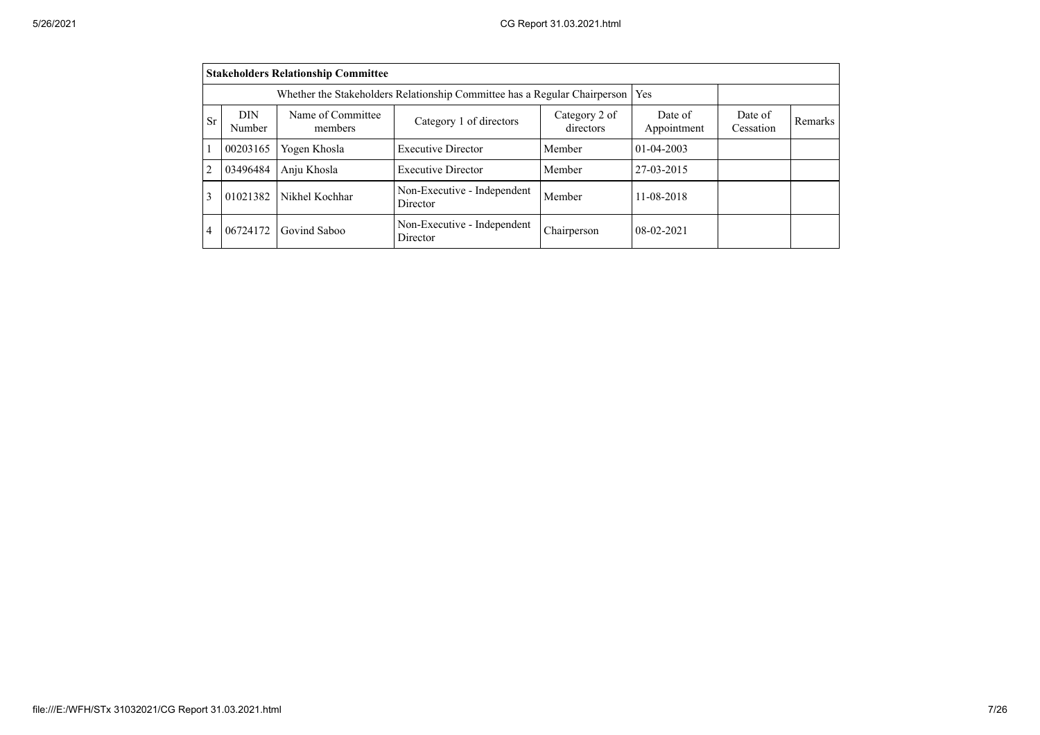| Stakeholders Relationship Committee | | | | | | | |
|---|---|---|---|---|---|---|---|
| Whether the Stakeholders Relationship Committee has a Regular Chairperson | | | | | Yes | | |
| Sr | DIN Number | Name of Committee members | Category 1 of directors | Category 2 of directors | Date of Appointment | Date of Cessation | Remarks |
| 1 | 00203165 | Yogen Khosla | Executive Director | Member | 01-04-2003 | | |
| 2 | 03496484 | Anju Khosla | Executive Director | Member | 27-03-2015 | | |
| 3 | 01021382 | Nikhel Kochhar | Non-Executive - Independent Director | Member | 11-08-2018 | | |
| 4 | 06724172 | Govind Saboo | Non-Executive - Independent Director | Chairperson | 08-02-2021 | | |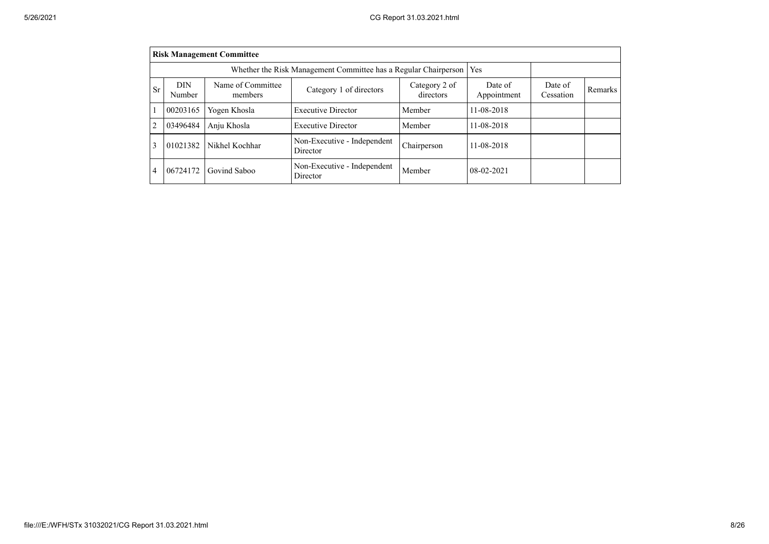| **Risk Management Committee** | | | | | | | |
|---|---|---|---|---|---|---|---|
| Whether the Risk Management Committee has a Regular Chairperson | | | | | Yes | | |
| Sr | DIN Number | Name of Committee members | Category 1 of directors | Category 2 of directors | Date of Appointment | Date of Cessation | Remarks |
| 1 | 00203165 | Yogen Khosla | Executive Director | Member | 11-08-2018 | | |
| 2 | 03496484 | Anju Khosla | Executive Director | Member | 11-08-2018 | | |
| 3 | 01021382 | Nikhel Kochhar | Non-Executive - Independent Director | Chairperson | 11-08-2018 | | |
| 4 | 06724172 | Govind Saboo | Non-Executive - Independent Director | Member | 08-02-2021 | | |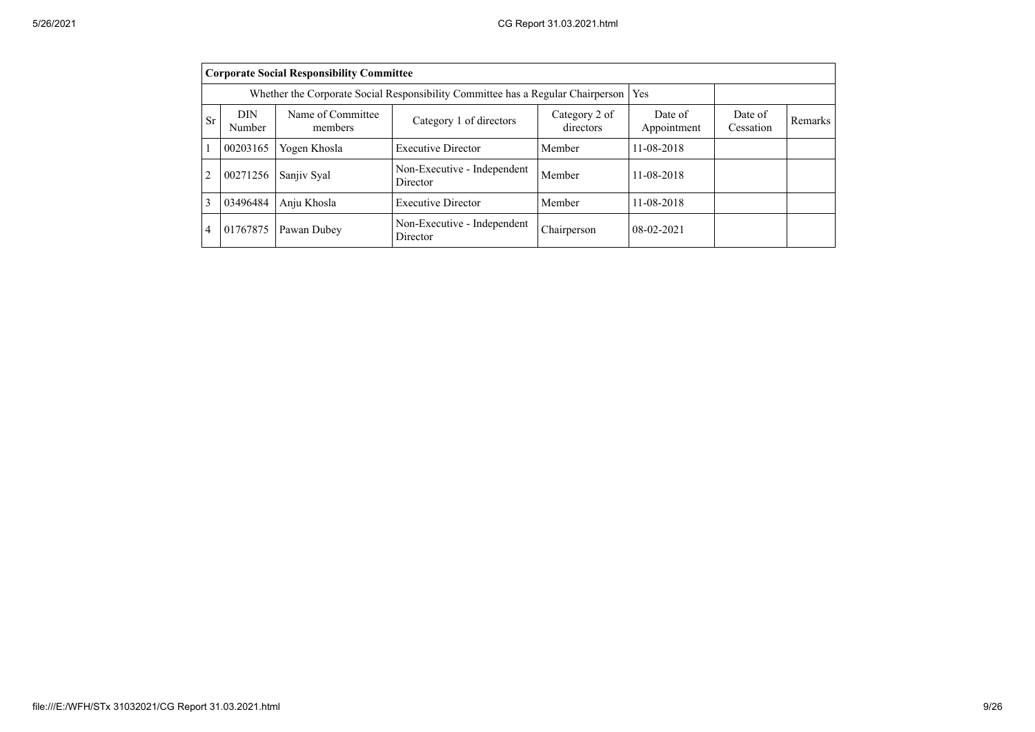| Corporate Social Responsibility Committee | | | | | | | |
|---|---|---|---|---|---|---|---|
| Whether the Corporate Social Responsibility Committee has a Regular Chairperson | | | | | Yes | | |
| Sr | DIN Number | Name of Committee members | Category 1 of directors | Category 2 of directors | Date of Appointment | Date of Cessation | Remarks |
| 1 | 00203165 | Yogen Khosla | Executive Director | Member | 11-08-2018 | | |
| 2 | 00271256 | Sanjiv Syal | Non-Executive - Independent Director | Member | 11-08-2018 | | |
| 3 | 03496484 | Anju Khosla | Executive Director | Member | 11-08-2018 | | |
| 4 | 01767875 | Pawan Dubey | Non-Executive - Independent Director | Chairperson | 08-02-2021 | | |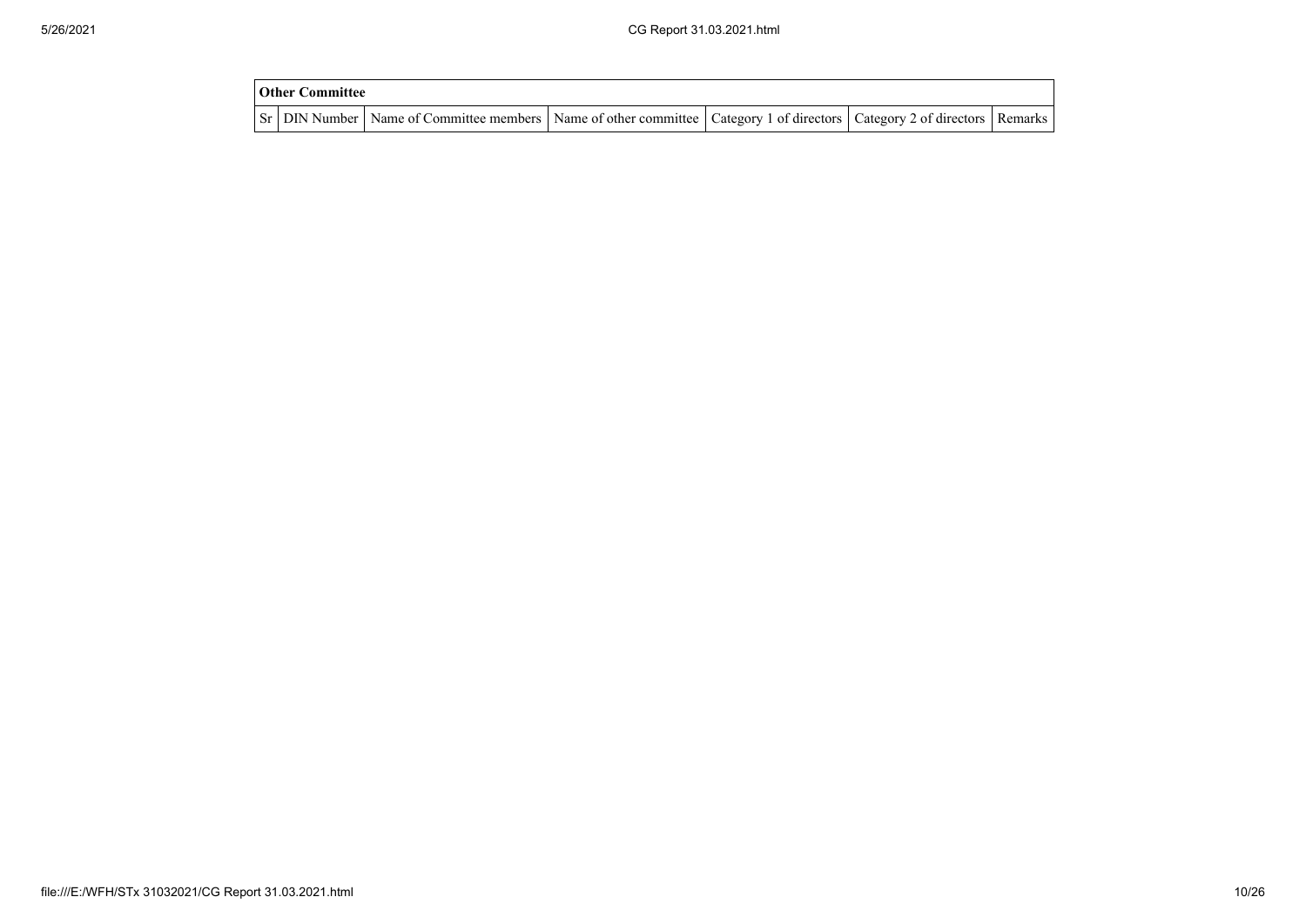| Other Committee | | | | | | |
|---|---|---|---|---|---|---|
| Sr | DIN Number | Name of Committee members | Name of other committee | Category 1 of directors | Category 2 of directors | Remarks |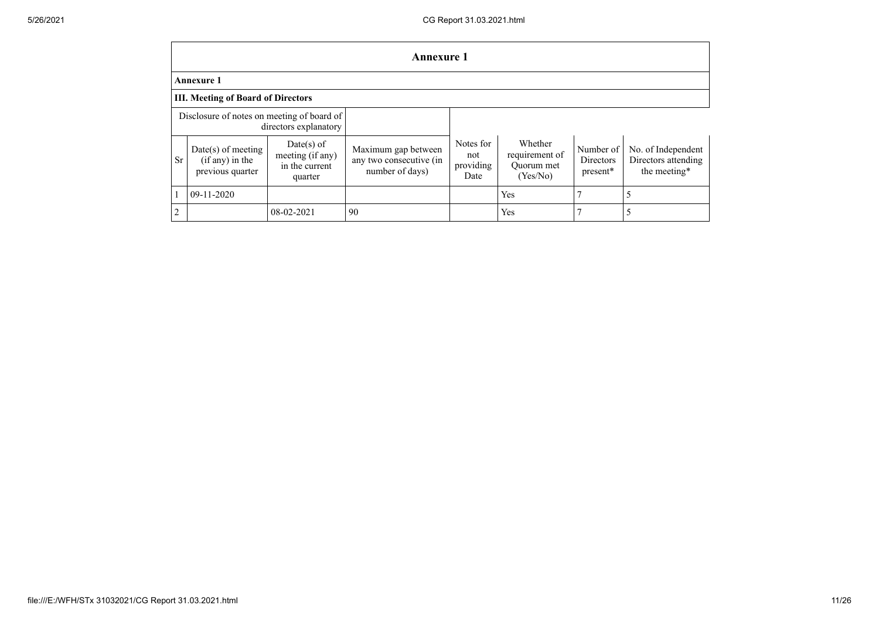## Annexure 1

**Annexure 1**

**III. Meeting of Board of Directors**

| Disclosure of notes on meeting of board of directors explanatory | | | | | | | |
|---|---|---|---|---|---|---|---|
| Sr | Date(s) of meeting (if any) in the previous quarter | Date(s) of meeting (if any) in the current quarter | Maximum gap between any two consecutive (in number of days) | Notes for not providing Date | Whether requirement of Quorum met (Yes/No) | Number of Directors present* | No. of Independent Directors attending the meeting* |
| 1 | 09-11-2020 | | | | Yes | 7 | 5 |
| 2 | | 08-02-2021 | 90 | | Yes | 7 | 5 |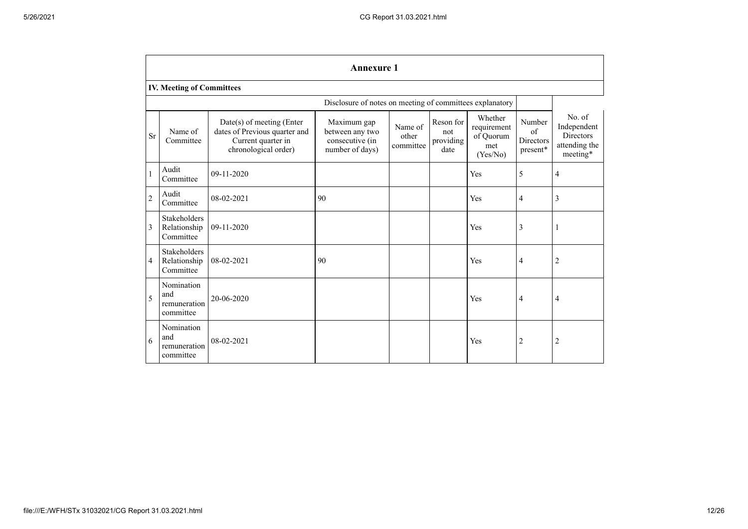## Annexure 1

### IV. Meeting of Committees

Disclosure of notes on meeting of committees explanatory

| Sr | Name of Committee | Date(s) of meeting (Enter dates of Previous quarter and Current quarter in chronological order) | Maximum gap between any two consecutive (in number of days) | Name of other committee | Reson for not providing date | Whether requirement of Quorum met (Yes/No) | Number of Directors present* | No. of Independent Directors attending the meeting* |
|---|---|---|---|---|---|---|---|---|
| 1 | Audit Committee | 09-11-2020 | | | | Yes | 5 | 4 |
| 2 | Audit Committee | 08-02-2021 | 90 | | | Yes | 4 | 3 |
| 3 | Stakeholders Relationship Committee | 09-11-2020 | | | | Yes | 3 | 1 |
| 4 | Stakeholders Relationship Committee | 08-02-2021 | 90 | | | Yes | 4 | 2 |
| 5 | Nomination and remuneration committee | 20-06-2020 | | | | Yes | 4 | 4 |
| 6 | Nomination and remuneration committee | 08-02-2021 | | | | Yes | 2 | 2 |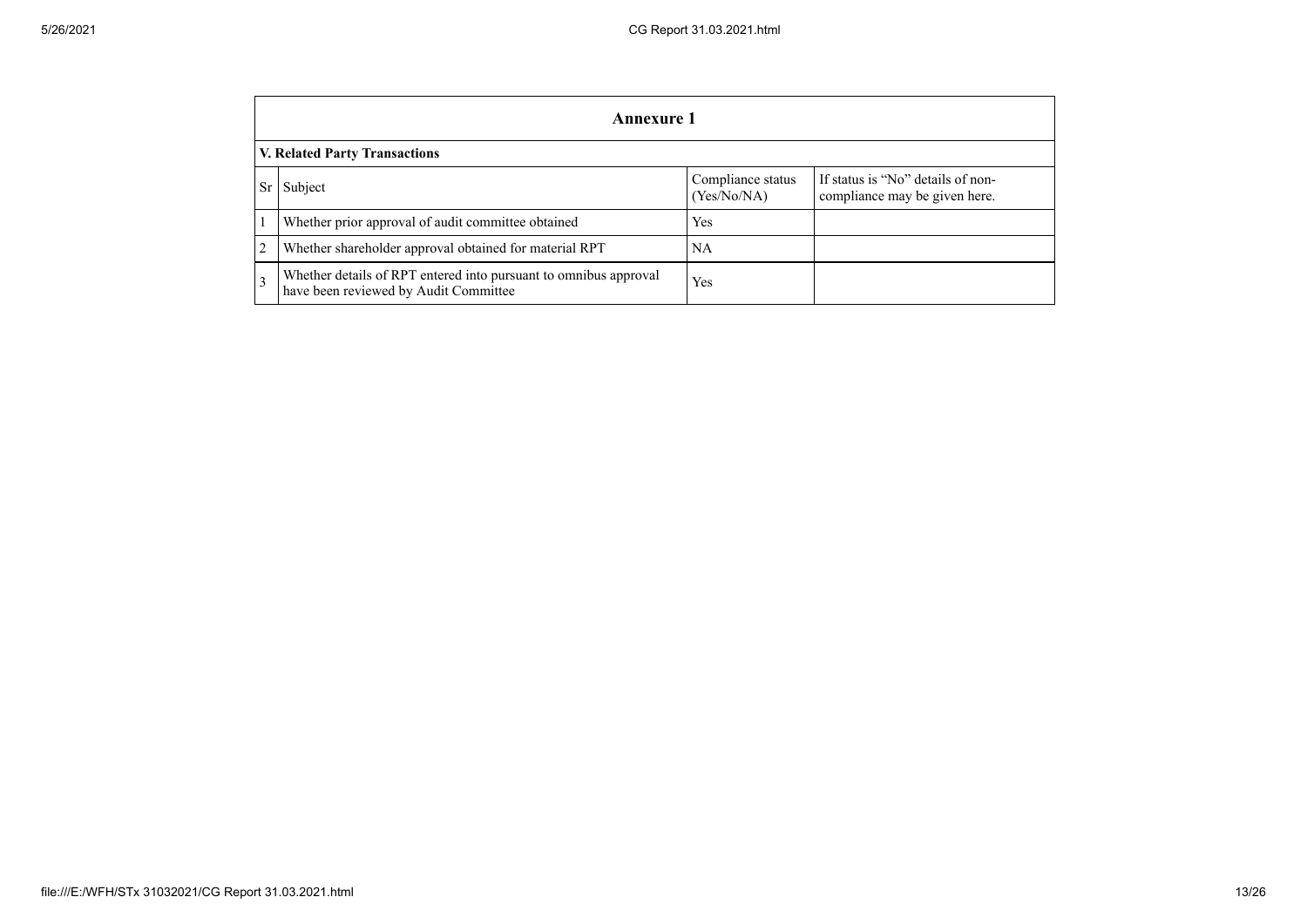## Annexure 1

### V. Related Party Transactions

| Sr | Subject | Compliance status (Yes/No/NA) | If status is "No" details of non-compliance may be given here. |
|---|---|---|---|
| 1 | Whether prior approval of audit committee obtained | Yes | |
| 2 | Whether shareholder approval obtained for material RPT | NA | |
| 3 | Whether details of RPT entered into pursuant to omnibus approval have been reviewed by Audit Committee | Yes | |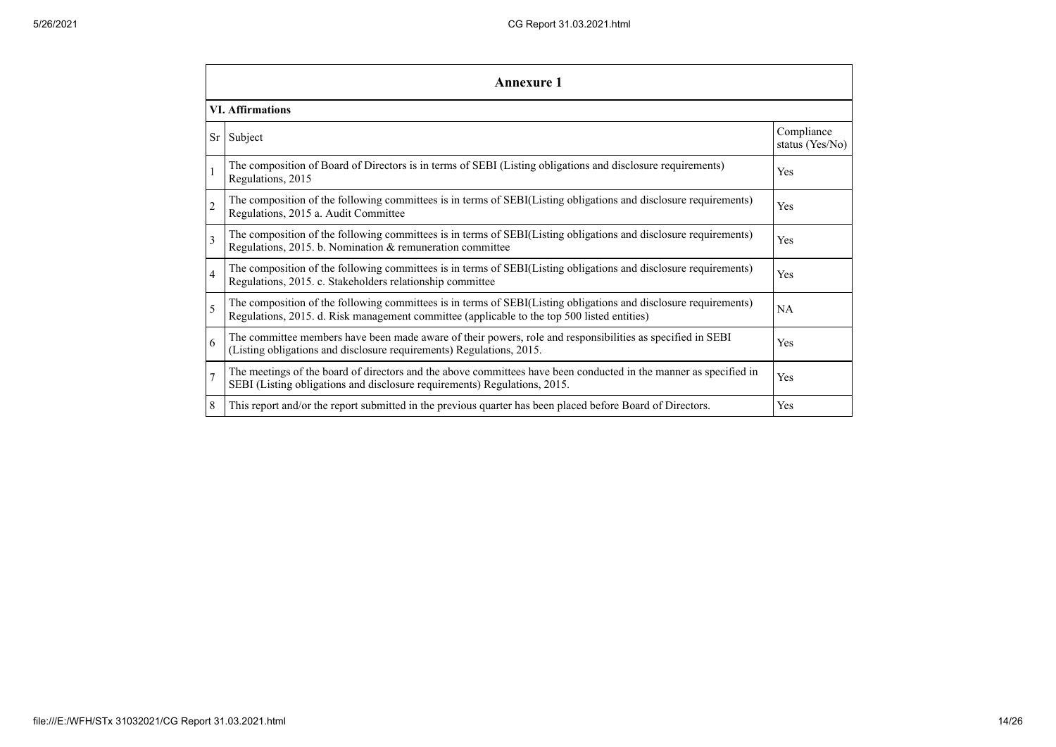## Annexure 1

### VI. Affirmations

| Sr | Subject | Compliance status (Yes/No) |
|---|---|---|
| 1 | The composition of Board of Directors is in terms of SEBI (Listing obligations and disclosure requirements) Regulations, 2015 | Yes |
| 2 | The composition of the following committees is in terms of SEBI(Listing obligations and disclosure requirements) Regulations, 2015 a. Audit Committee | Yes |
| 3 | The composition of the following committees is in terms of SEBI(Listing obligations and disclosure requirements) Regulations, 2015. b. Nomination & remuneration committee | Yes |
| 4 | The composition of the following committees is in terms of SEBI(Listing obligations and disclosure requirements) Regulations, 2015. c. Stakeholders relationship committee | Yes |
| 5 | The composition of the following committees is in terms of SEBI(Listing obligations and disclosure requirements) Regulations, 2015. d. Risk management committee (applicable to the top 500 listed entities) | NA |
| 6 | The committee members have been made aware of their powers, role and responsibilities as specified in SEBI (Listing obligations and disclosure requirements) Regulations, 2015. | Yes |
| 7 | The meetings of the board of directors and the above committees have been conducted in the manner as specified in SEBI (Listing obligations and disclosure requirements) Regulations, 2015. | Yes |
| 8 | This report and/or the report submitted in the previous quarter has been placed before Board of Directors. | Yes |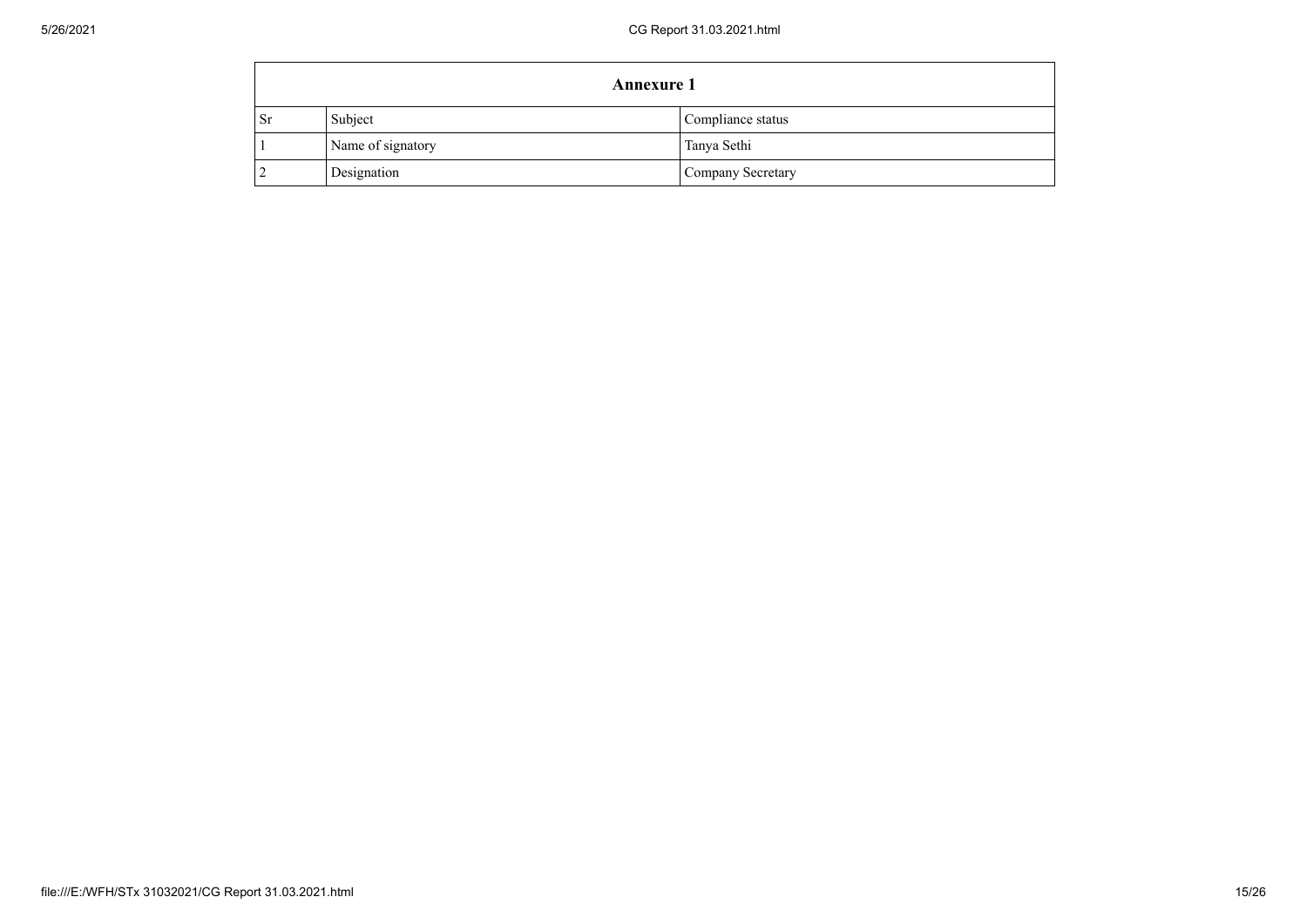| Annexure 1 | | |
|---|---|---|
| Sr | Subject | Compliance status |
| 1 | Name of signatory | Tanya Sethi |
| 2 | Designation | Company Secretary |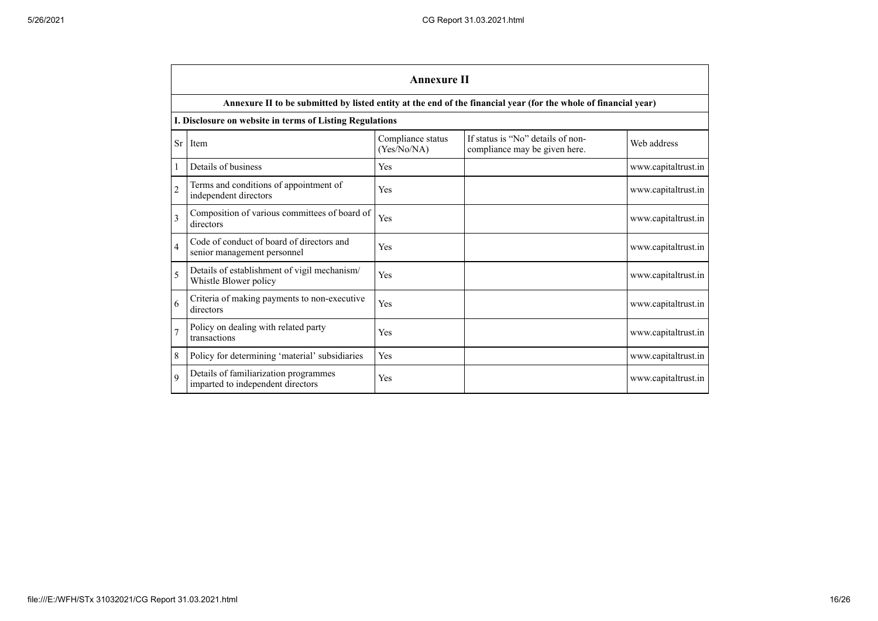## Annexure II

**Annexure II to be submitted by listed entity at the end of the financial year (for the whole of financial year)**

**I. Disclosure on website in terms of Listing Regulations**

| Sr | Item | Compliance status (Yes/No/NA) | If status is "No" details of non-compliance may be given here. | Web address |
|---|---|---|---|---|
| 1 | Details of business | Yes | | www.capitaltrust.in |
| 2 | Terms and conditions of appointment of independent directors | Yes | | www.capitaltrust.in |
| 3 | Composition of various committees of board of directors | Yes | | www.capitaltrust.in |
| 4 | Code of conduct of board of directors and senior management personnel | Yes | | www.capitaltrust.in |
| 5 | Details of establishment of vigil mechanism/ Whistle Blower policy | Yes | | www.capitaltrust.in |
| 6 | Criteria of making payments to non-executive directors | Yes | | www.capitaltrust.in |
| 7 | Policy on dealing with related party transactions | Yes | | www.capitaltrust.in |
| 8 | Policy for determining 'material' subsidiaries | Yes | | www.capitaltrust.in |
| 9 | Details of familiarization programmes imparted to independent directors | Yes | | www.capitaltrust.in |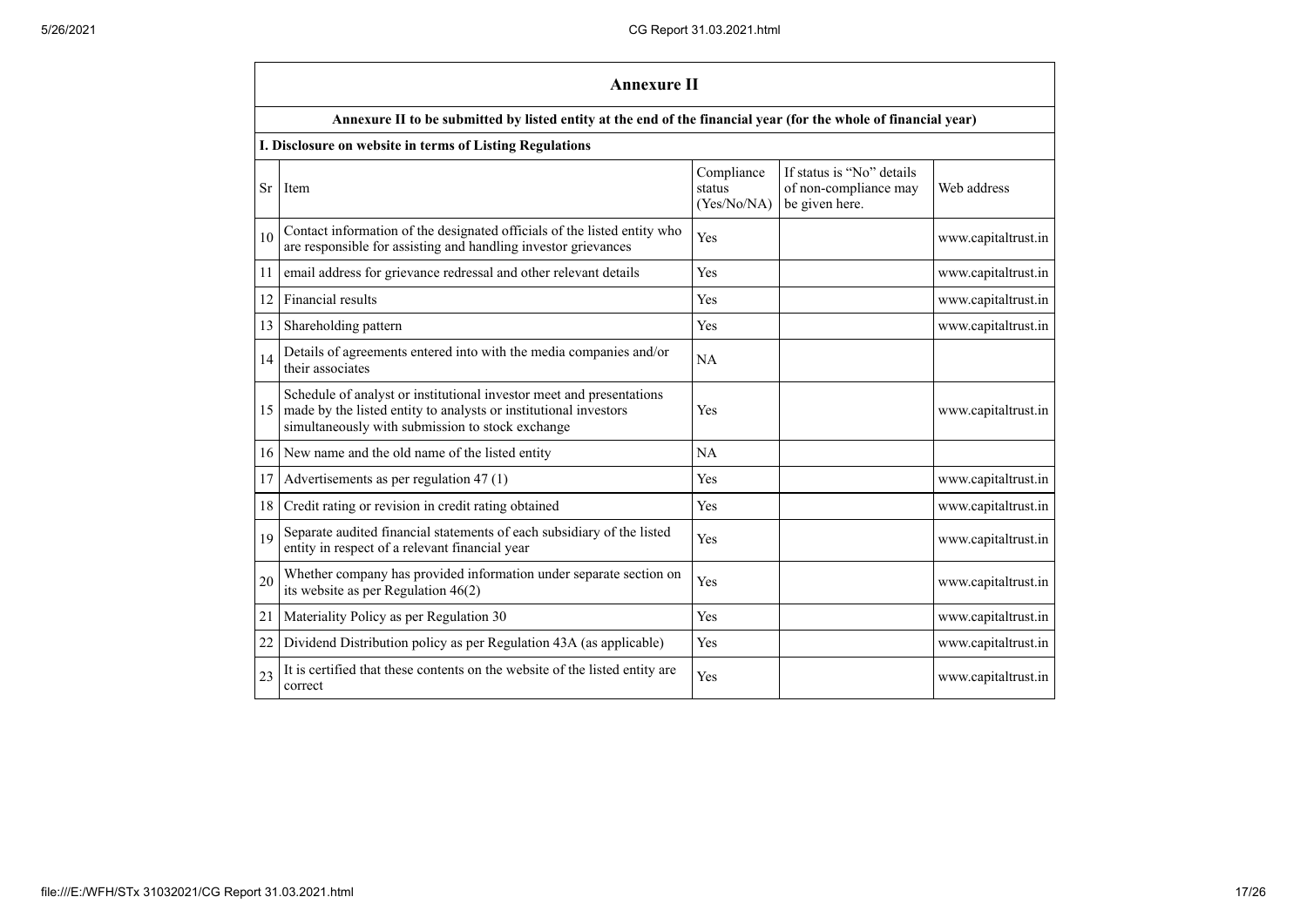## Annexure II

**Annexure II to be submitted by listed entity at the end of the financial year (for the whole of financial year)**

**I. Disclosure on website in terms of Listing Regulations**

| Sr | Item | Compliance status (Yes/No/NA) | If status is "No" details of non-compliance may be given here. | Web address |
|---|---|---|---|---|
| 10 | Contact information of the designated officials of the listed entity who are responsible for assisting and handling investor grievances | Yes | | www.capitaltrust.in |
| 11 | email address for grievance redressal and other relevant details | Yes | | www.capitaltrust.in |
| 12 | Financial results | Yes | | www.capitaltrust.in |
| 13 | Shareholding pattern | Yes | | www.capitaltrust.in |
| 14 | Details of agreements entered into with the media companies and/or their associates | NA | | |
| 15 | Schedule of analyst or institutional investor meet and presentations made by the listed entity to analysts or institutional investors simultaneously with submission to stock exchange | Yes | | www.capitaltrust.in |
| 16 | New name and the old name of the listed entity | NA | | |
| 17 | Advertisements as per regulation 47 (1) | Yes | | www.capitaltrust.in |
| 18 | Credit rating or revision in credit rating obtained | Yes | | www.capitaltrust.in |
| 19 | Separate audited financial statements of each subsidiary of the listed entity in respect of a relevant financial year | Yes | | www.capitaltrust.in |
| 20 | Whether company has provided information under separate section on its website as per Regulation 46(2) | Yes | | www.capitaltrust.in |
| 21 | Materiality Policy as per Regulation 30 | Yes | | www.capitaltrust.in |
| 22 | Dividend Distribution policy as per Regulation 43A (as applicable) | Yes | | www.capitaltrust.in |
| 23 | It is certified that these contents on the website of the listed entity are correct | Yes | | www.capitaltrust.in |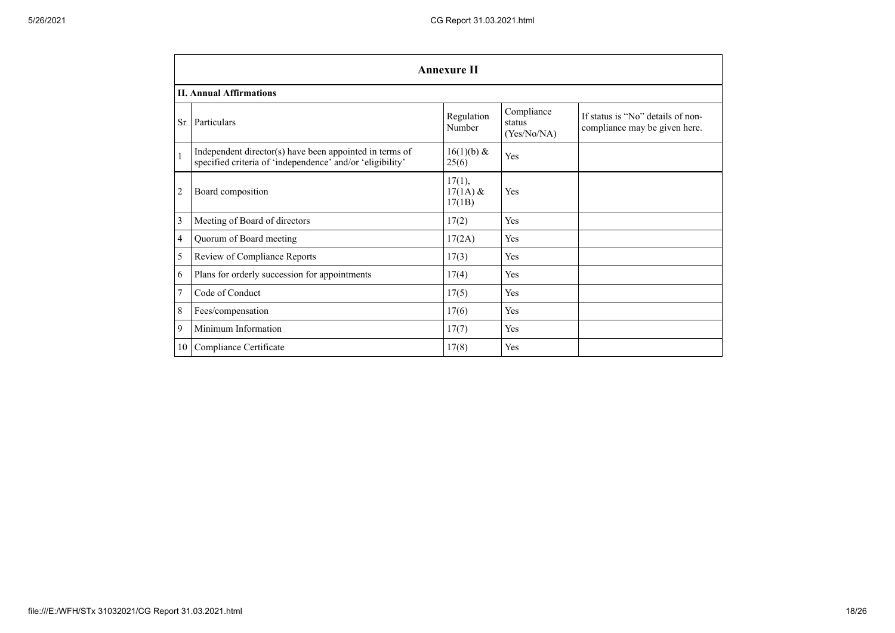## Annexure II

### II. Annual Affirmations

| Sr | Particulars | Regulation Number | Compliance status (Yes/No/NA) | If status is "No" details of non-compliance may be given here. |
|---|---|---|---|---|
| 1 | Independent director(s) have been appointed in terms of specified criteria of 'independence' and/or 'eligibility' | 16(1)(b) & 25(6) | Yes | |
| 2 | Board composition | 17(1), 17(1A) & 17(1B) | Yes | |
| 3 | Meeting of Board of directors | 17(2) | Yes | |
| 4 | Quorum of Board meeting | 17(2A) | Yes | |
| 5 | Review of Compliance Reports | 17(3) | Yes | |
| 6 | Plans for orderly succession for appointments | 17(4) | Yes | |
| 7 | Code of Conduct | 17(5) | Yes | |
| 8 | Fees/compensation | 17(6) | Yes | |
| 9 | Minimum Information | 17(7) | Yes | |
| 10 | Compliance Certificate | 17(8) | Yes | |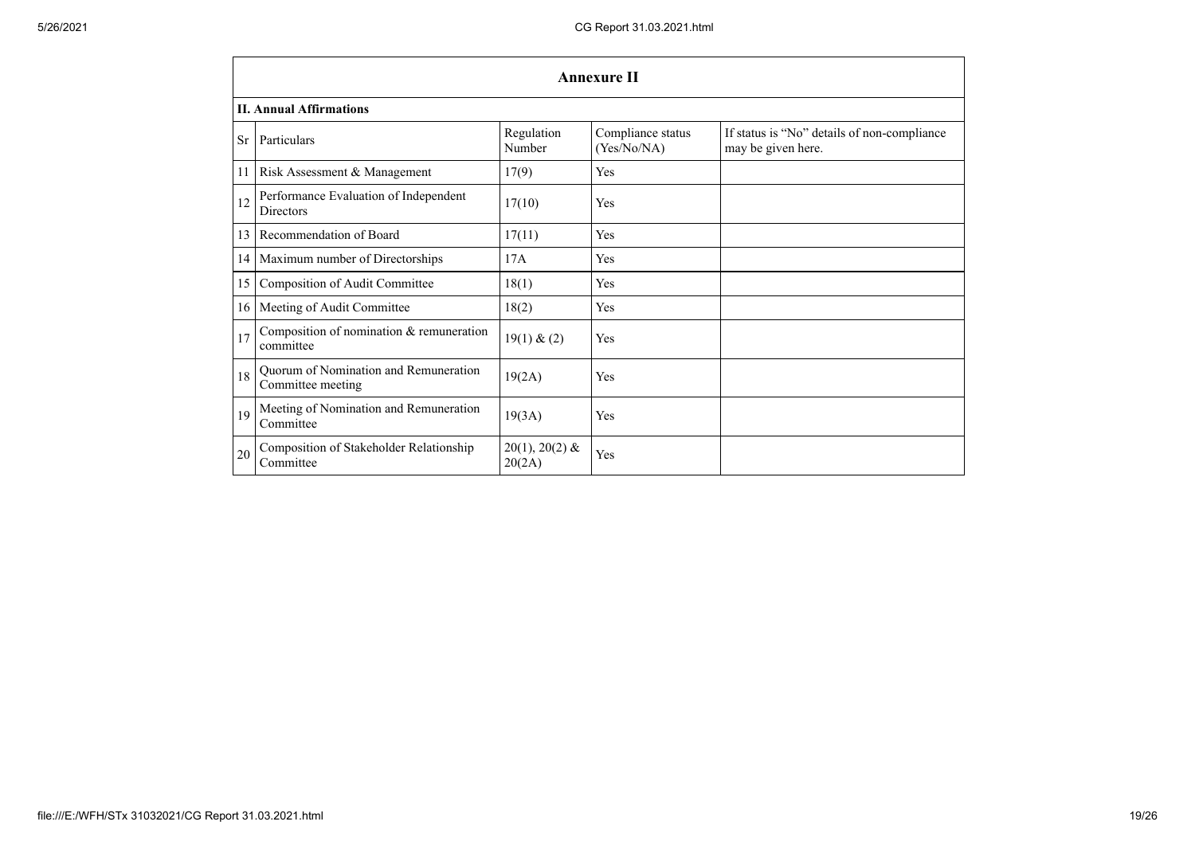## Annexure II

### II. Annual Affirmations

| Sr | Particulars | Regulation Number | Compliance status (Yes/No/NA) | If status is "No" details of non-compliance may be given here. |
|---|---|---|---|---|
| 11 | Risk Assessment & Management | 17(9) | Yes | |
| 12 | Performance Evaluation of Independent Directors | 17(10) | Yes | |
| 13 | Recommendation of Board | 17(11) | Yes | |
| 14 | Maximum number of Directorships | 17A | Yes | |
| 15 | Composition of Audit Committee | 18(1) | Yes | |
| 16 | Meeting of Audit Committee | 18(2) | Yes | |
| 17 | Composition of nomination & remuneration committee | 19(1) & (2) | Yes | |
| 18 | Quorum of Nomination and Remuneration Committee meeting | 19(2A) | Yes | |
| 19 | Meeting of Nomination and Remuneration Committee | 19(3A) | Yes | |
| 20 | Composition of Stakeholder Relationship Committee | 20(1), 20(2) & 20(2A) | Yes | |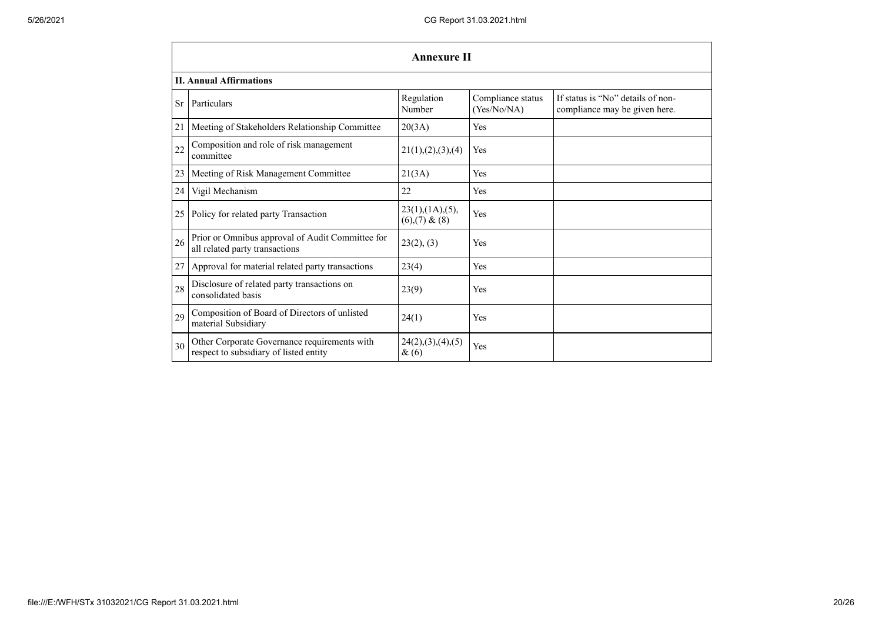## Annexure II

### II. Annual Affirmations

| Sr | Particulars | Regulation Number | Compliance status (Yes/No/NA) | If status is "No" details of non-compliance may be given here. |
|---|---|---|---|---|
| 21 | Meeting of Stakeholders Relationship Committee | 20(3A) | Yes | |
| 22 | Composition and role of risk management committee | 21(1),(2),(3),(4) | Yes | |
| 23 | Meeting of Risk Management Committee | 21(3A) | Yes | |
| 24 | Vigil Mechanism | 22 | Yes | |
| 25 | Policy for related party Transaction | 23(1),(1A),(5),(6),(7) & (8) | Yes | |
| 26 | Prior or Omnibus approval of Audit Committee for all related party transactions | 23(2), (3) | Yes | |
| 27 | Approval for material related party transactions | 23(4) | Yes | |
| 28 | Disclosure of related party transactions on consolidated basis | 23(9) | Yes | |
| 29 | Composition of Board of Directors of unlisted material Subsidiary | 24(1) | Yes | |
| 30 | Other Corporate Governance requirements with respect to subsidiary of listed entity | 24(2),(3),(4),(5) & (6) | Yes | |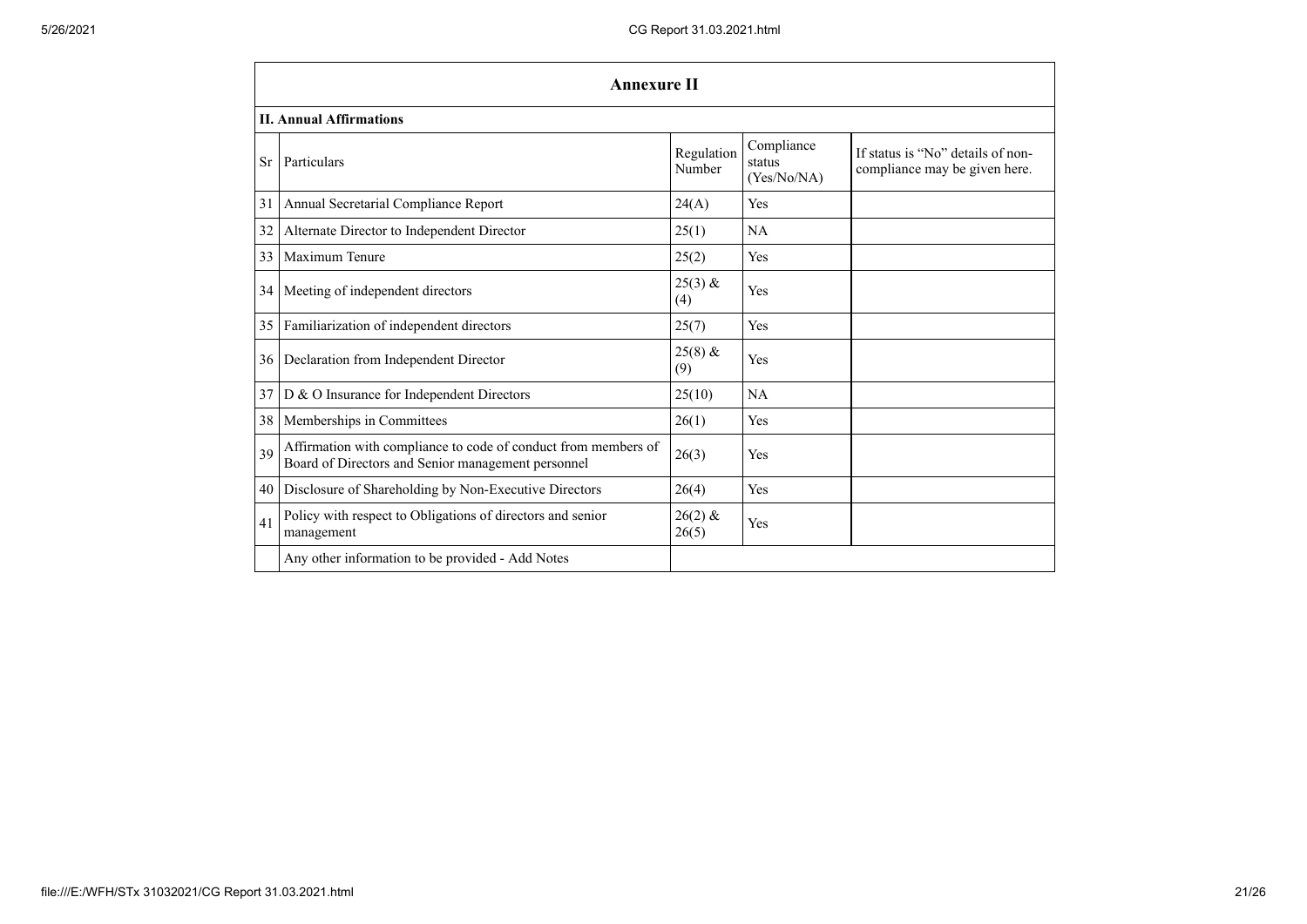## Annexure II

### II. Annual Affirmations

| Sr | Particulars | Regulation Number | Compliance status (Yes/No/NA) | If status is "No" details of non-compliance may be given here. |
|---|---|---|---|---|
| 31 | Annual Secretarial Compliance Report | 24(A) | Yes | |
| 32 | Alternate Director to Independent Director | 25(1) | NA | |
| 33 | Maximum Tenure | 25(2) | Yes | |
| 34 | Meeting of independent directors | 25(3) & (4) | Yes | |
| 35 | Familiarization of independent directors | 25(7) | Yes | |
| 36 | Declaration from Independent Director | 25(8) & (9) | Yes | |
| 37 | D & O Insurance for Independent Directors | 25(10) | NA | |
| 38 | Memberships in Committees | 26(1) | Yes | |
| 39 | Affirmation with compliance to code of conduct from members of Board of Directors and Senior management personnel | 26(3) | Yes | |
| 40 | Disclosure of Shareholding by Non-Executive Directors | 26(4) | Yes | |
| 41 | Policy with respect to Obligations of directors and senior management | 26(2) & 26(5) | Yes | |
| | Any other information to be provided - Add Notes | | | |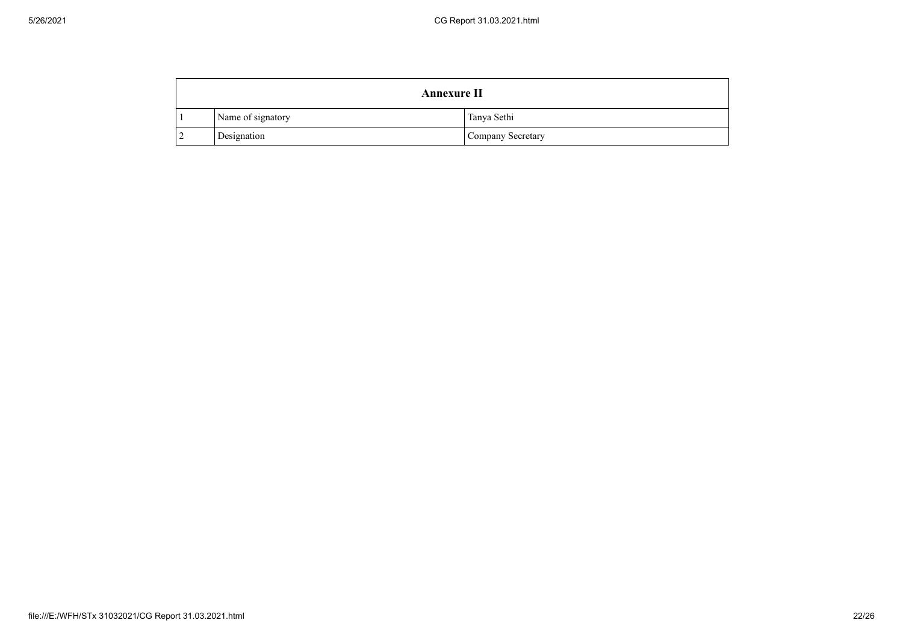| Annexure II | | |
| --- | --- | --- |
| 1 | Name of signatory | Tanya Sethi |
| 2 | Designation | Company Secretary |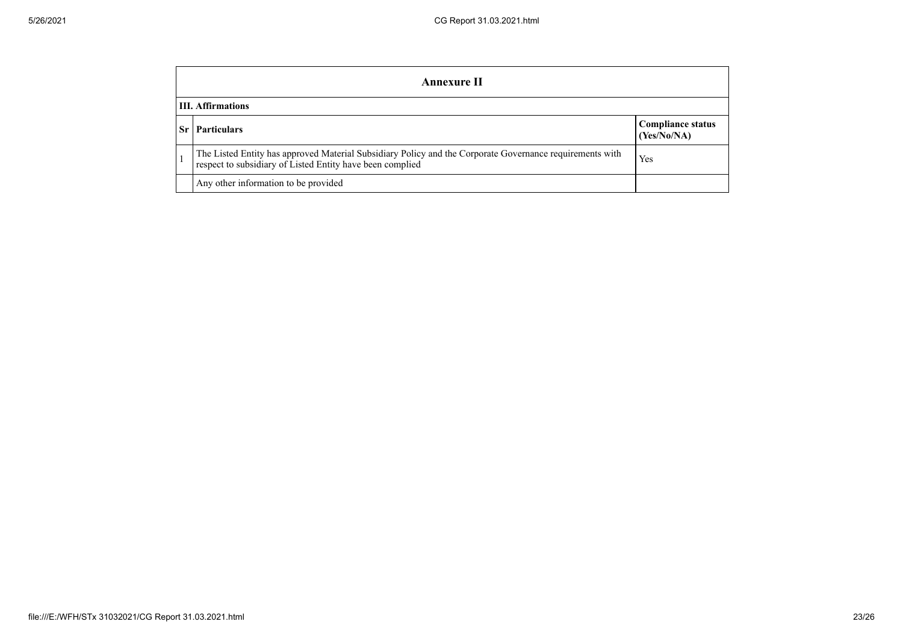| Annexure II | | |
|---|---|---|
| **III. Affirmations** | | |
| **Sr** | **Particulars** | **Compliance status (Yes/No/NA)** |
| 1 | The Listed Entity has approved Material Subsidiary Policy and the Corporate Governance requirements with respect to subsidiary of Listed Entity have been complied | Yes |
| | Any other information to be provided | |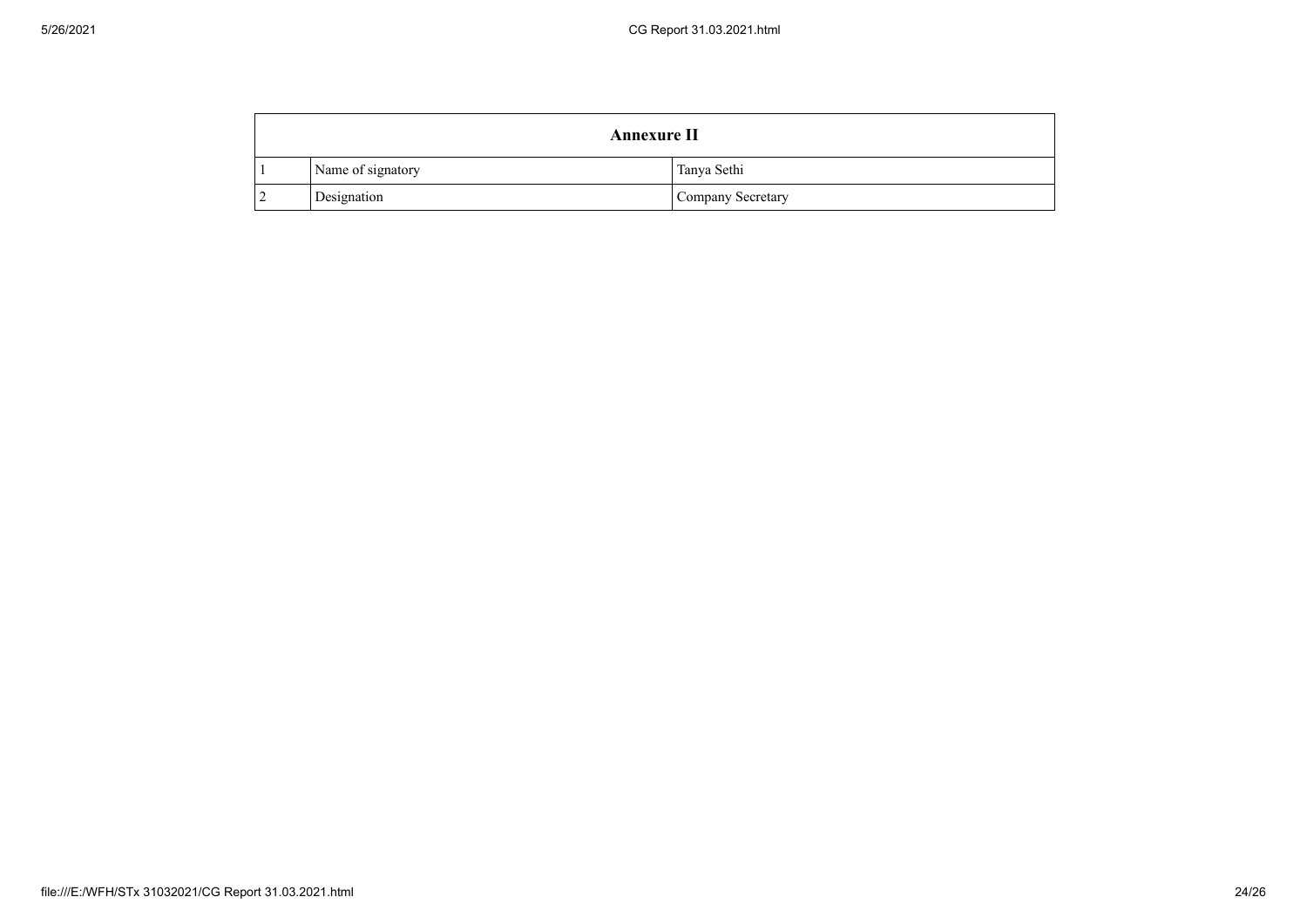| Annexure II | | |
|---|---|---|
| 1 | Name of signatory | Tanya Sethi |
| 2 | Designation | Company Secretary |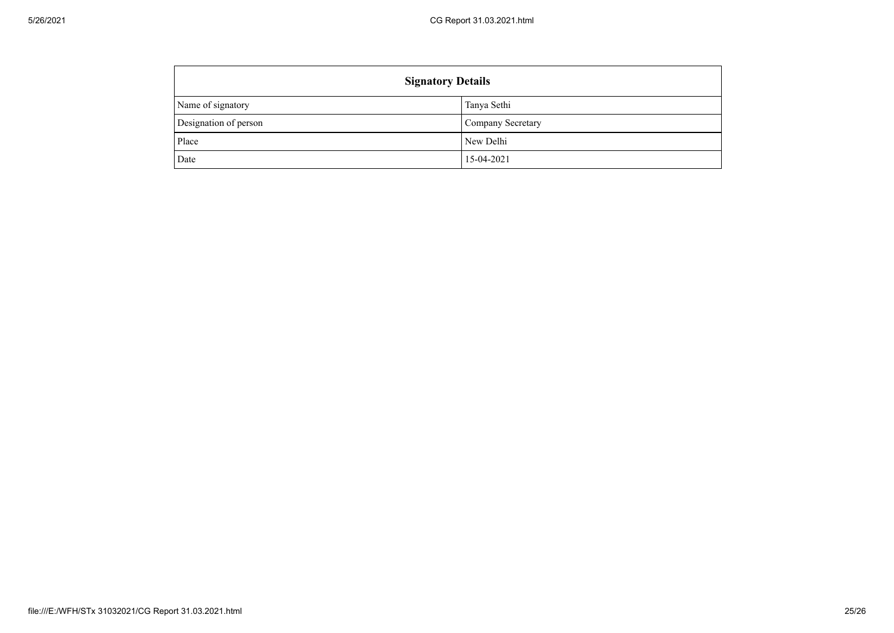| Signatory Details | |
|---|---|
| Name of signatory | Tanya Sethi |
| Designation of person | Company Secretary |
| Place | New Delhi |
| Date | 15-04-2021 |